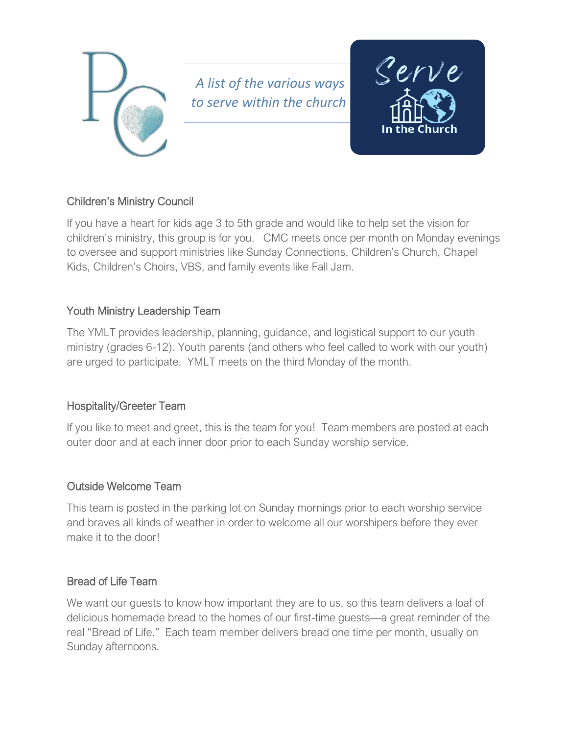*A list of the various ways to serve within the church*

Serve In the Church

## Children's Ministry Council

If you have a heart for kids age 3 to 5th grade and would like to help set the vision for children's ministry, this group is for you. CMC meets once per month on Monday evenings to oversee and support ministries like Sunday Connections, Children's Church, Chapel Kids, Children's Choirs, VBS, and family events like Fall Jam.

## Youth Ministry Leadership Team

The YMLT provides leadership, planning, guidance, and logistical support to our youth ministry (grades 6-12). Youth parents (and others who feel called to work with our youth) are urged to participate. YMLT meets on the third Monday of the month.

## Hospitality/Greeter Team

If you like to meet and greet, this is the team for you! Team members are posted at each outer door and at each inner door prior to each Sunday worship service.

## Outside Welcome Team

This team is posted in the parking lot on Sunday mornings prior to each worship service and braves all kinds of weather in order to welcome all our worshipers before they ever make it to the door!

## Bread of Life Team

We want our guests to know how important they are to us, so this team delivers a loaf of delicious homemade bread to the homes of our first-time guests—a great reminder of the real "Bread of Life." Each team member delivers bread one time per month, usually on Sunday afternoons.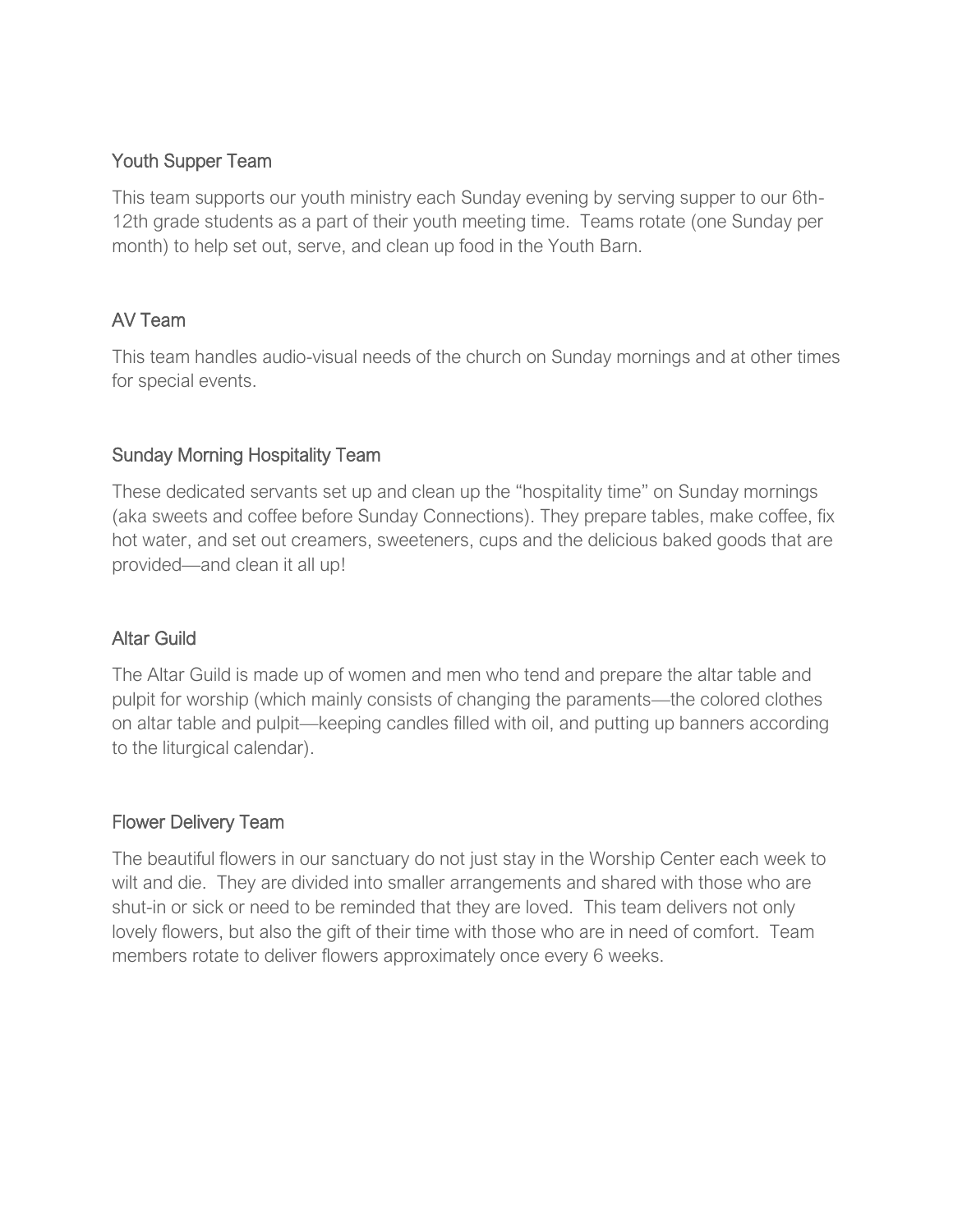## Youth Supper Team

This team supports our youth ministry each Sunday evening by serving supper to our 6th-12th grade students as a part of their youth meeting time. Teams rotate (one Sunday per month) to help set out, serve, and clean up food in the Youth Barn.

## AV Team

This team handles audio-visual needs of the church on Sunday mornings and at other times for special events.

## Sunday Morning Hospitality Team

These dedicated servants set up and clean up the "hospitality time" on Sunday mornings (aka sweets and coffee before Sunday Connections). They prepare tables, make coffee, fix hot water, and set out creamers, sweeteners, cups and the delicious baked goods that are provided—and clean it all up!

## Altar Guild

The Altar Guild is made up of women and men who tend and prepare the altar table and pulpit for worship (which mainly consists of changing the paraments—the colored clothes on altar table and pulpit—keeping candles filled with oil, and putting up banners according to the liturgical calendar).

## Flower Delivery Team

The beautiful flowers in our sanctuary do not just stay in the Worship Center each week to wilt and die. They are divided into smaller arrangements and shared with those who are shut-in or sick or need to be reminded that they are loved. This team delivers not only lovely flowers, but also the gift of their time with those who are in need of comfort. Team members rotate to deliver flowers approximately once every 6 weeks.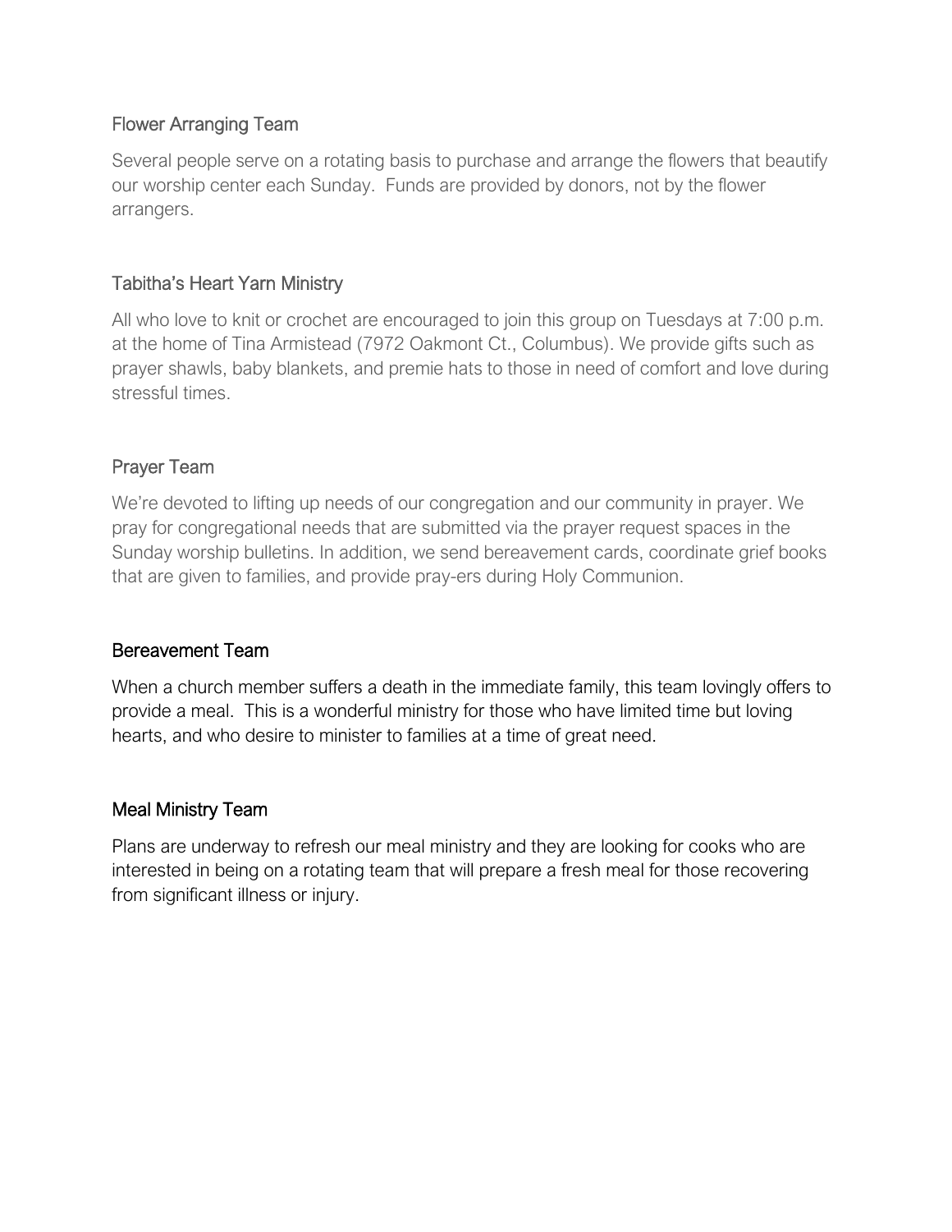### Flower Arranging Team

Several people serve on a rotating basis to purchase and arrange the flowers that beautify our worship center each Sunday. Funds are provided by donors, not by the flower arrangers.

### Tabitha's Heart Yarn Ministry

All who love to knit or crochet are encouraged to join this group on Tuesdays at 7:00 p.m. at the home of Tina Armistead (7972 Oakmont Ct., Columbus). We provide gifts such as prayer shawls, baby blankets, and premie hats to those in need of comfort and love during stressful times.

### Prayer Team

We're devoted to lifting up needs of our congregation and our community in prayer. We pray for congregational needs that are submitted via the prayer request spaces in the Sunday worship bulletins. In addition, we send bereavement cards, coordinate grief books that are given to families, and provide pray-ers during Holy Communion.

### Bereavement Team

When a church member suffers a death in the immediate family, this team lovingly offers to provide a meal. This is a wonderful ministry for those who have limited time but loving hearts, and who desire to minister to families at a time of great need.

### Meal Ministry Team

Plans are underway to refresh our meal ministry and they are looking for cooks who are interested in being on a rotating team that will prepare a fresh meal for those recovering from significant illness or injury.